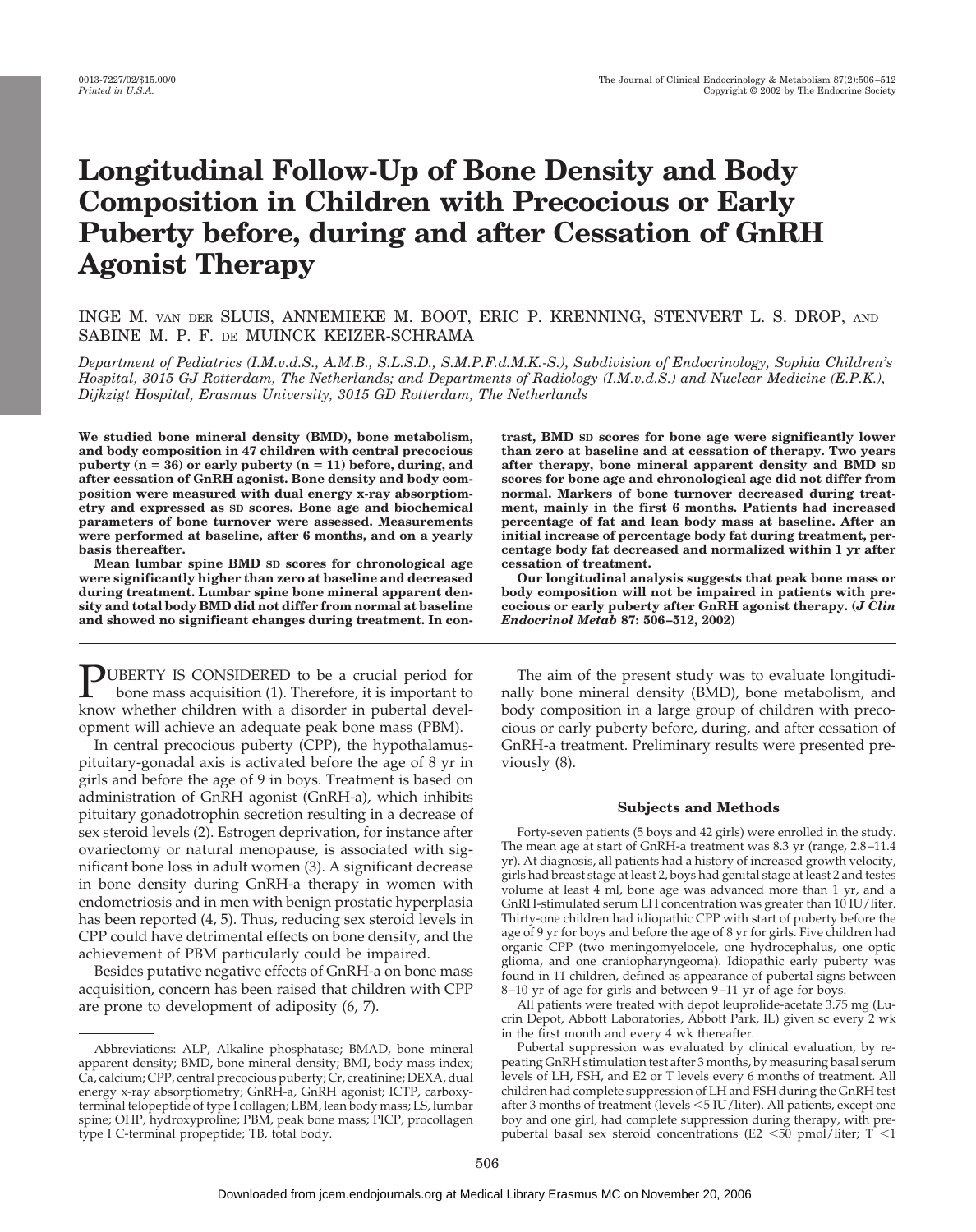# Longitudinal Follow-Up of Bone Density and Body Composition in Children with Precocious or Early Puberty before, during and after Cessation of GnRH Agonist Therapy

INGE M. VAN DER SLUIS, ANNEMIEKE M. BOOT, ERIC P. KRENNING, STENVERT L. S. DROP, AND SABINE M. P. F. DE MUINCK KEIZER-SCHRAMA

*Department of Pediatrics (I.M.v.d.S., A.M.B., S.L.S.D., S.M.P.F.d.M.K.-S.), Subdivision of Endocrinology, Sophia Children's Hospital, 3015 GJ Rotterdam, The Netherlands; and Departments of Radiology (I.M.v.d.S.) and Nuclear Medicine (E.P.K.), Dijkzigt Hospital, Erasmus University, 3015 GD Rotterdam, The Netherlands*

**We studied bone mineral density (BMD), bone metabolism, and body composition in 47 children with central precocious puberty (n = 36) or early puberty (n = 11) before, during, and after cessation of GnRH agonist. Bone density and body composition were measured with dual energy x-ray absorptiometry and expressed as SD scores. Bone age and biochemical parameters of bone turnover were assessed. Measurements were performed at baseline, after 6 months, and on a yearly basis thereafter.**

**Mean lumbar spine BMD SD scores for chronological age were significantly higher than zero at baseline and decreased during treatment. Lumbar spine bone mineral apparent density and total body BMD did not differ from normal at baseline and showed no significant changes during treatment. In contrast, BMD SD scores for bone age were significantly lower than zero at baseline and at cessation of therapy. Two years after therapy, bone mineral apparent density and BMD SD scores for bone age and chronological age did not differ from normal. Markers of bone turnover decreased during treatment, mainly in the first 6 months. Patients had increased percentage of fat and lean body mass at baseline. After an initial increase of percentage body fat during treatment, percentage body fat decreased and normalized within 1 yr after cessation of treatment.**

**Our longitudinal analysis suggests that peak bone mass or body composition will not be impaired in patients with precocious or early puberty after GnRH agonist therapy. (*J Clin Endocrinol Metab* 87: 506–512, 2002)**

PUBERTY IS CONSIDERED to be a crucial period for bone mass acquisition (1). Therefore, it is important to know whether children with a disorder in pubertal development will achieve an adequate peak bone mass (PBM).

In central precocious puberty (CPP), the hypothalamus-pituitary-gonadal axis is activated before the age of 8 yr in girls and before the age of 9 in boys. Treatment is based on administration of GnRH agonist (GnRH-a), which inhibits pituitary gonadotrophin secretion resulting in a decrease of sex steroid levels (2). Estrogen deprivation, for instance after ovariectomy or natural menopause, is associated with significant bone loss in adult women (3). A significant decrease in bone density during GnRH-a therapy in women with endometriosis and in men with benign prostatic hyperplasia has been reported (4, 5). Thus, reducing sex steroid levels in CPP could have detrimental effects on bone density, and the achievement of PBM particularly could be impaired.

Besides putative negative effects of GnRH-a on bone mass acquisition, concern has been raised that children with CPP are prone to development of adiposity (6, 7).

Abbreviations: ALP, Alkaline phosphatase; BMAD, bone mineral apparent density; BMD, bone mineral density; BMI, body mass index; Ca, calcium; CPP, central precocious puberty; Cr, creatinine; DEXA, dual energy x-ray absorptiometry; GnRH-a, GnRH agonist; ICTP, carboxy-terminal telopeptide of type I collagen; LBM, lean body mass; LS, lumbar spine; OHP, hydroxyproline; PBM, peak bone mass; PICP, procollagen type I C-terminal propeptide; TB, total body.

The aim of the present study was to evaluate longitudinally bone mineral density (BMD), bone metabolism, and body composition in a large group of children with precocious or early puberty before, during, and after cessation of GnRH-a treatment. Preliminary results were presented previously (8).

## Subjects and Methods

Forty-seven patients (5 boys and 42 girls) were enrolled in the study. The mean age at start of GnRH-a treatment was 8.3 yr (range, 2.8–11.4 yr). At diagnosis, all patients had a history of increased growth velocity, girls had breast stage at least 2, boys had genital stage at least 2 and testes volume at least 4 ml, bone age was advanced more than 1 yr, and a GnRH-stimulated serum LH concentration was greater than 10 IU/liter. Thirty-one children had idiopathic CPP with start of puberty before the age of 9 yr for boys and before the age of 8 yr for girls. Five children had organic CPP (two meningomyelocele, one hydrocephalus, one optic glioma, and one craniopharyngeoma). Idiopathic early puberty was found in 11 children, defined as appearance of pubertal signs between 8–10 yr of age for girls and between 9–11 yr of age for boys.

All patients were treated with depot leuprolide-acetate 3.75 mg (Lucrin Depot, Abbott Laboratories, Abbott Park, IL) given sc every 2 wk in the first month and every 4 wk thereafter.

Pubertal suppression was evaluated by clinical evaluation, by repeating GnRH stimulation test after 3 months, by measuring basal serum levels of LH, FSH, and E2 or T levels every 6 months of treatment. All children had complete suppression of LH and FSH during the GnRH test after 3 months of treatment (levels <5 IU/liter). All patients, except one boy and one girl, had complete suppression during therapy, with prepubertal basal sex steroid concentrations (E2 <50 pmol/liter; T <1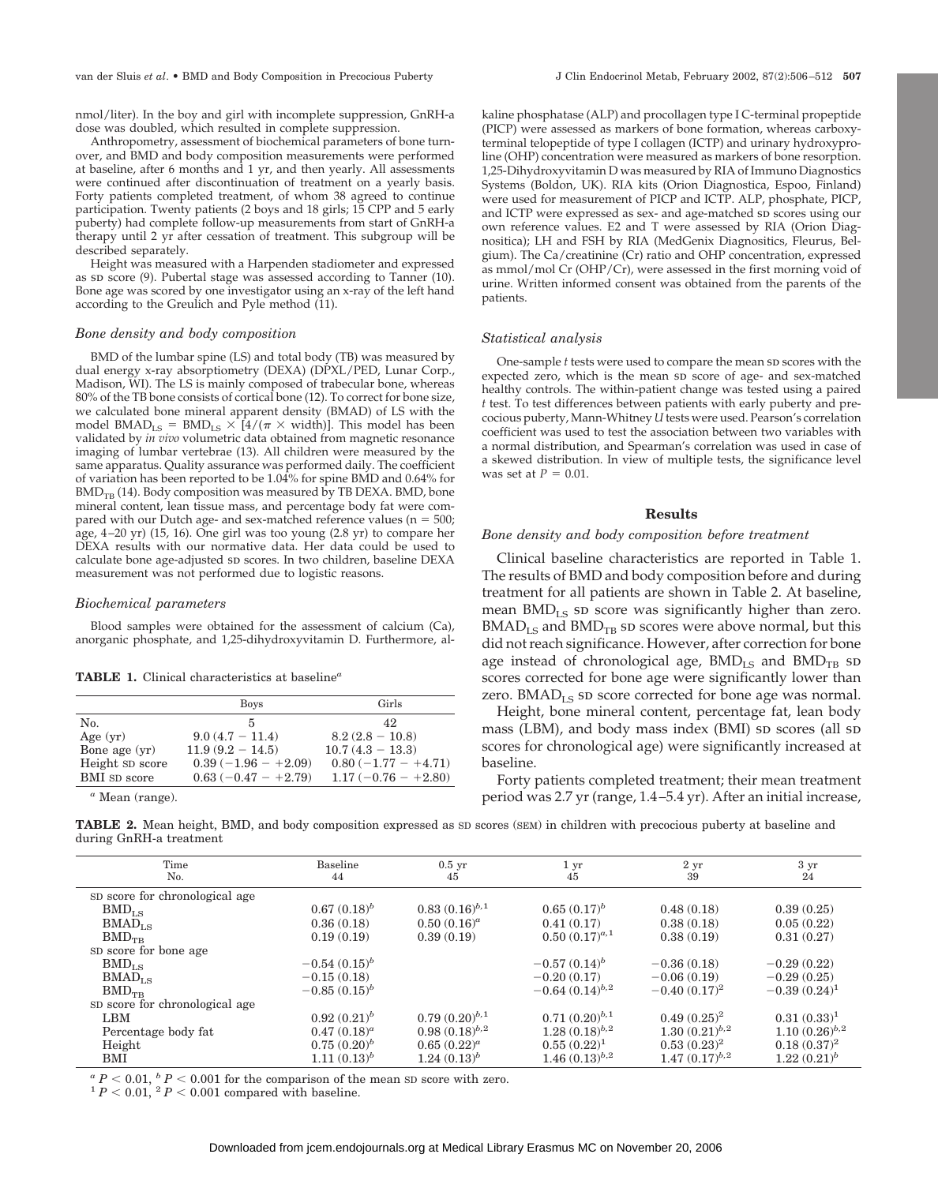nmol/liter). In the boy and girl with incomplete suppression, GnRH-a dose was doubled, which resulted in complete suppression.

Anthropometry, assessment of biochemical parameters of bone turnover, and BMD and body composition measurements were performed at baseline, after 6 months and 1 yr, and then yearly. All assessments were continued after discontinuation of treatment on a yearly basis. Forty patients completed treatment, of whom 38 agreed to continue participation. Twenty patients (2 boys and 18 girls; 15 CPP and 5 early puberty) had complete follow-up measurements from start of GnRH-a therapy until 2 yr after cessation of treatment. This subgroup will be described separately.

Height was measured with a Harpenden stadiometer and expressed as SD score (9). Pubertal stage was assessed according to Tanner (10). Bone age was scored by one investigator using an x-ray of the left hand according to the Greulich and Pyle method (11).

### *Bone density and body composition*

BMD of the lumbar spine (LS) and total body (TB) was measured by dual energy x-ray absorptiometry (DEXA) (DPXL/PED, Lunar Corp., Madison, WI). The LS is mainly composed of trabecular bone, whereas 80% of the TB bone consists of cortical bone (12). To correct for bone size, we calculated bone mineral apparent density (BMAD) of LS with the model $BMAD_{LS} = BMD_{LS} \times [4/(\pi \times \text{width})]$. This model has been validated by *in vivo* volumetric data obtained from magnetic resonance imaging of lumbar vertebrae (13). All children were measured by the same apparatus. Quality assurance was performed daily. The coefficient of variation has been reported to be 1.04% for spine BMD and 0.64% for $BMD_{TB}$ (14). Body composition was measured by TB DEXA. BMD, bone mineral content, lean tissue mass, and percentage body fat were compared with our Dutch age- and sex-matched reference values (n = 500; age, 4–20 yr) (15, 16). One girl was too young (2.8 yr) to compare her DEXA results with our normative data. Her data could be used to calculate bone age-adjusted SD scores. In two children, baseline DEXA measurement was not performed due to logistic reasons.

### *Biochemical parameters*

Blood samples were obtained for the assessment of calcium (Ca), anorganic phosphate, and 1,25-dihydroxyvitamin D. Furthermore, alkaline phosphatase (ALP) and procollagen type I C-terminal propeptide (PICP) were assessed as markers of bone formation, whereas carboxy-terminal telopeptide of type I collagen (ICTP) and urinary hydroxyproline (OHP) concentration were measured as markers of bone resorption. 1,25-Dihydroxyvitamin D was measured by RIA of Immuno Diagnostics Systems (Boldon, UK). RIA kits (Orion Diagnostica, Espoo, Finland) were used for measurement of PICP and ICTP. ALP, phosphate, PICP, and ICTP were expressed as sex- and age-matched SD scores using our own reference values. E2 and T were assessed by RIA (Orion Diagnositica); LH and FSH by RIA (MedGenix Diagnositics, Fleurus, Belgium). The Ca/creatinine (Cr) ratio and OHP concentration, expressed as mmol/mol Cr (OHP/Cr), were assessed in the first morning void of urine. Written informed consent was obtained from the parents of the patients.

**TABLE 1.** Clinical characteristics at baseline[a]

| | Boys | Girls |
|---|---|---|
| No. | 5 | 42 |
| Age (yr) | 9.0 (4.7 − 11.4) | 8.2 (2.8 − 10.8) |
| Bone age (yr) | 11.9 (9.2 − 14.5) | 10.7 (4.3 − 13.3) |
| Height SD score | 0.39 (−1.96 − +2.09) | 0.80 (−1.77 − +4.71) |
| BMI SD score | 0.63 (−0.47 − +2.79) | 1.17 (−0.76 − +2.80) |

[a] Mean (range).

### *Statistical analysis*

One-sample *t* tests were used to compare the mean SD scores with the expected zero, which is the mean SD score of age- and sex-matched healthy controls. The within-patient change was tested using a paired *t* test. To test differences between patients with early puberty and precocious puberty, Mann-Whitney *U* tests were used. Pearson's correlation coefficient was used to test the association between two variables with a normal distribution, and Spearman's correlation was used in case of a skewed distribution. In view of multiple tests, the significance level was set at $P = 0.01$.

## Results

### *Bone density and body composition before treatment*

Clinical baseline characteristics are reported in Table 1. The results of BMD and body composition before and during treatment for all patients are shown in Table 2. At baseline, mean $BMD_{LS}$ SD score was significantly higher than zero. $BMAD_{LS}$ and $BMD_{TB}$ SD scores were above normal, but this did not reach significance. However, after correction for bone age instead of chronological age, $BMD_{LS}$ and $BMD_{TB}$ SD scores corrected for bone age were significantly lower than zero. $BMAD_{LS}$ SD score corrected for bone age was normal.

Height, bone mineral content, percentage fat, lean body mass (LBM), and body mass index (BMI) SD scores (all SD scores for chronological age) were significantly increased at baseline.

Forty patients completed treatment; their mean treatment period was 2.7 yr (range, 1.4–5.4 yr). After an initial increase,

**TABLE 2.** Mean height, BMD, and body composition expressed as SD scores (SEM) in children with precocious puberty at baseline and during GnRH-a treatment

| Time<br>No. | Baseline<br>44 | 0.5 yr<br>45 | 1 yr<br>45 | 2 yr<br>39 | 3 yr<br>24 |
|---|---|---|---|---|---|
| SD score for chronological age | | | | | |
| $BMD_{LS}$ | 0.67 (0.18)[b] | 0.83 (0.16)[b,1] | 0.65 (0.17)[b] | 0.48 (0.18) | 0.39 (0.25) |
| $BMAD_{LS}$ | 0.36 (0.18) | 0.50 (0.16)[a] | 0.41 (0.17) | 0.38 (0.18) | 0.05 (0.22) |
| $BMD_{TB}$ | 0.19 (0.19) | 0.39 (0.19) | 0.50 (0.17)[a,1] | 0.38 (0.19) | 0.31 (0.27) |
| SD score for bone age | | | | | |
| $BMD_{LS}$ | −0.54 (0.15)[b] | | −0.57 (0.14)[b] | −0.36 (0.18) | −0.29 (0.22) |
| $BMAD_{LS}$ | −0.15 (0.18) | | −0.20 (0.17) | −0.06 (0.19) | −0.29 (0.25) |
| $BMD_{TB}$ | −0.85 (0.15)[b] | | −0.64 (0.14)[b,2] | −0.40 (0.17)[2] | −0.39 (0.24)[1] |
| SD score for chronological age | | | | | |
| LBM | 0.92 (0.21)[b] | 0.79 (0.20)[b,1] | 0.71 (0.20)[b,1] | 0.49 (0.25)[2] | 0.31 (0.33)[1] |
| Percentage body fat | 0.47 (0.18)[a] | 0.98 (0.18)[b,2] | 1.28 (0.18)[b,2] | 1.30 (0.21)[b,2] | 1.10 (0.26)[b,2] |
| Height | 0.75 (0.20)[b] | 0.65 (0.22)[a] | 0.55 (0.22)[1] | 0.53 (0.23)[2] | 0.18 (0.37)[2] |
| BMI | 1.11 (0.13)[b] | 1.24 (0.13)[b] | 1.46 (0.13)[b,2] | 1.47 (0.17)[b,2] | 1.22 (0.21)[b] |

[a] $P < 0.01$, [b] $P < 0.001$ for the comparison of the mean SD score with zero.
[1] $P < 0.01$, [2] $P < 0.001$ compared with baseline.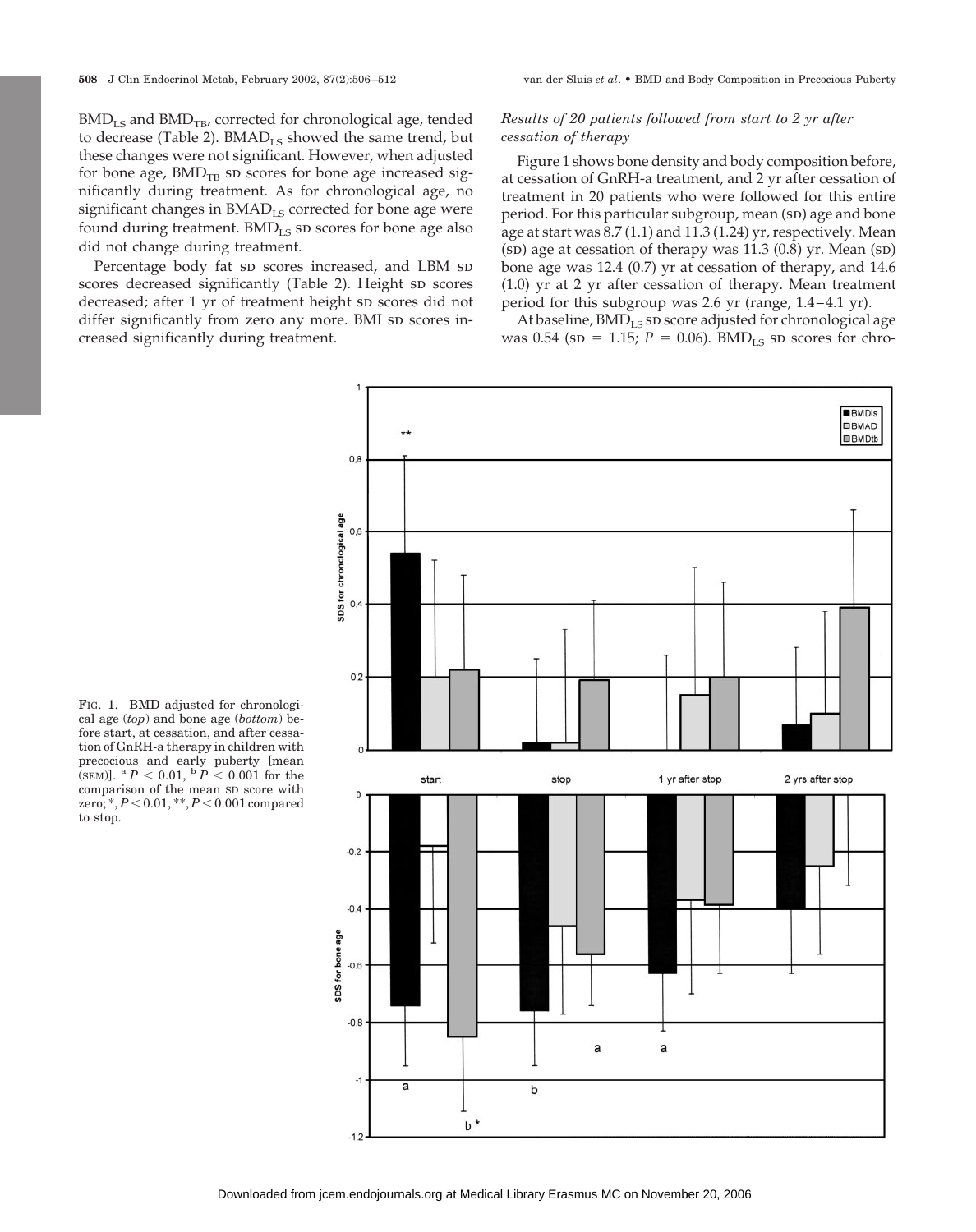$BMD_{LS}$ and $BMD_{TB}$, corrected for chronological age, tended to decrease (Table 2). $BMAD_{LS}$ showed the same trend, but these changes were not significant. However, when adjusted for bone age, $BMD_{TB}$ SD scores for bone age increased significantly during treatment. As for chronological age, no significant changes in $BMAD_{LS}$ corrected for bone age were found during treatment. $BMD_{LS}$ SD scores for bone age also did not change during treatment.

Percentage body fat SD scores increased, and LBM SD scores decreased significantly (Table 2). Height SD scores decreased; after 1 yr of treatment height SD scores did not differ significantly from zero any more. BMI SD scores increased significantly during treatment.

### *Results of 20 patients followed from start to 2 yr after cessation of therapy*

Figure 1 shows bone density and body composition before, at cessation of GnRH-a treatment, and 2 yr after cessation of treatment in 20 patients who were followed for this entire period. For this particular subgroup, mean (SD) age and bone age at start was 8.7 (1.1) and 11.3 (1.24) yr, respectively. Mean (SD) age at cessation of therapy was 11.3 (0.8) yr. Mean (SD) bone age was 12.4 (0.7) yr at cessation of therapy, and 14.6 (1.0) yr at 2 yr after cessation of therapy. Mean treatment period for this subgroup was 2.6 yr (range, 1.4–4.1 yr).

At baseline, $BMD_{LS}$ SD score adjusted for chronological age was 0.54 (SD = 1.15; $P = 0.06$). $BMD_{LS}$ SD scores for chro-

FIG. 1. BMD adjusted for chronological age (*top*) and bone age (*bottom*) before start, at cessation, and after cessation of GnRH-a therapy in children with precocious and early puberty [mean (SEM)]. [a] $P < 0.01$, [b] $P < 0.001$ for the comparison of the mean SD score with zero; *, $P < 0.01$, **, $P < 0.001$ compared to stop.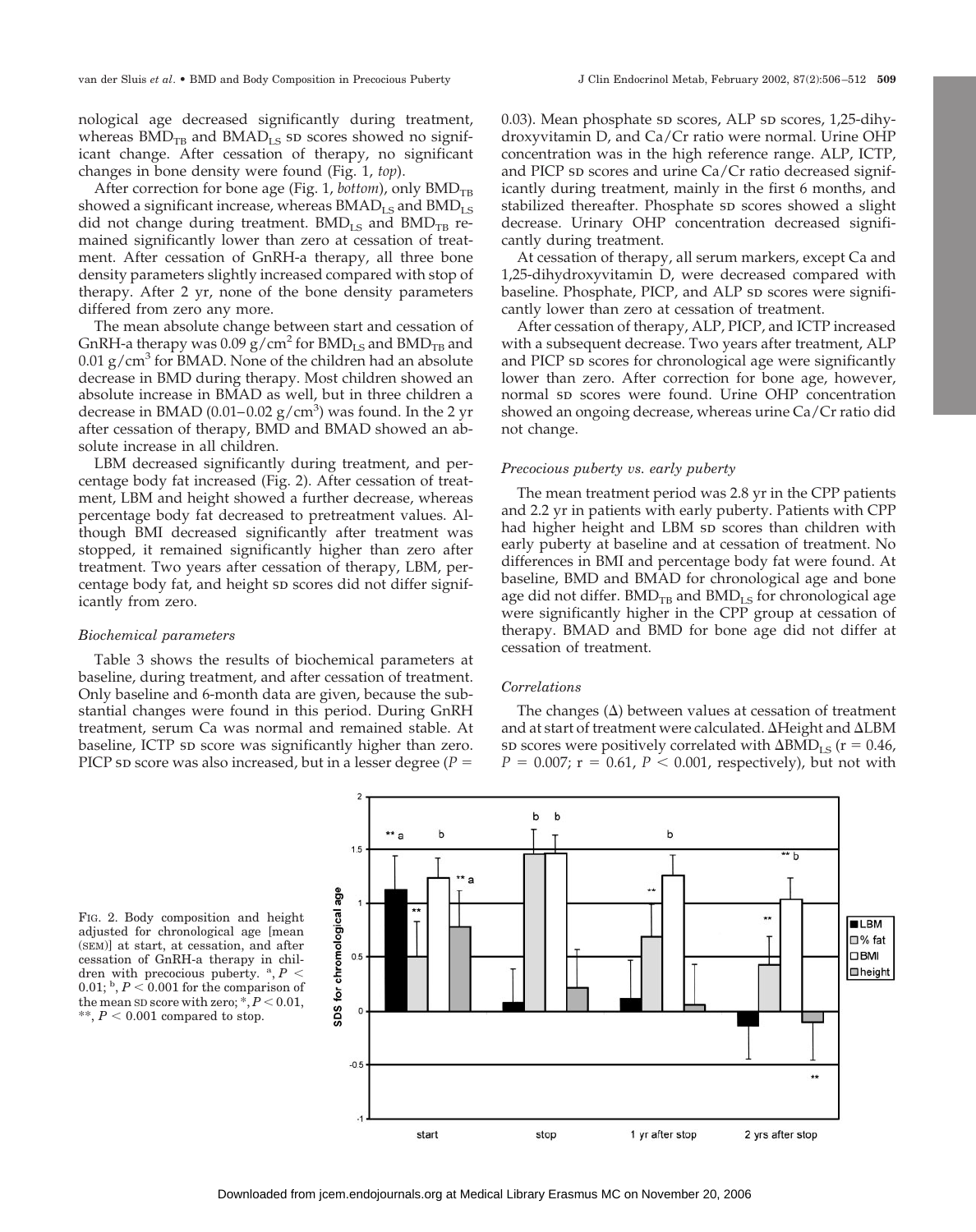nological age decreased significantly during treatment, whereas $BMD_{TB}$ and $BMAD_{LS}$ SD scores showed no significant change. After cessation of therapy, no significant changes in bone density were found (Fig. 1, *top*).

After correction for bone age (Fig. 1, *bottom*), only $BMD_{TB}$ showed a significant increase, whereas $BMAD_{LS}$ and $BMD_{LS}$ did not change during treatment. $BMD_{LS}$ and $BMD_{TB}$ remained significantly lower than zero at cessation of treatment. After cessation of GnRH-a therapy, all three bone density parameters slightly increased compared with stop of therapy. After 2 yr, none of the bone density parameters differed from zero any more.

The mean absolute change between start and cessation of GnRH-a therapy was 0.09 $g/cm^2$ for $BMD_{LS}$ and $BMD_{TB}$ and 0.01 $g/cm^3$ for BMAD. None of the children had an absolute decrease in BMD during therapy. Most children showed an absolute increase in BMAD as well, but in three children a decrease in BMAD (0.01–0.02 $g/cm^3$) was found. In the 2 yr after cessation of therapy, BMD and BMAD showed an absolute increase in all children.

LBM decreased significantly during treatment, and percentage body fat increased (Fig. 2). After cessation of treatment, LBM and height showed a further decrease, whereas percentage body fat decreased to pretreatment values. Although BMI decreased significantly after treatment was stopped, it remained significantly higher than zero after treatment. Two years after cessation of therapy, LBM, percentage body fat, and height SD scores did not differ significantly from zero.

### *Biochemical parameters*

Table 3 shows the results of biochemical parameters at baseline, during treatment, and after cessation of treatment. Only baseline and 6-month data are given, because the substantial changes were found in this period. During GnRH treatment, serum Ca was normal and remained stable. At baseline, ICTP SD score was significantly higher than zero. PICP SD score was also increased, but in a lesser degree ($P =$ 0.03). Mean phosphate SD scores, ALP SD scores, 1,25-dihydroxyvitamin D, and Ca/Cr ratio were normal. Urine OHP concentration was in the high reference range. ALP, ICTP, and PICP SD scores and urine Ca/Cr ratio decreased significantly during treatment, mainly in the first 6 months, and stabilized thereafter. Phosphate SD scores showed a slight decrease. Urinary OHP concentration decreased significantly during treatment.

At cessation of therapy, all serum markers, except Ca and 1,25-dihydroxyvitamin D, were decreased compared with baseline. Phosphate, PICP, and ALP SD scores were significantly lower than zero at cessation of treatment.

After cessation of therapy, ALP, PICP, and ICTP increased with a subsequent decrease. Two years after treatment, ALP and PICP SD scores for chronological age were significantly lower than zero. After correction for bone age, however, normal SD scores were found. Urine OHP concentration showed an ongoing decrease, whereas urine Ca/Cr ratio did not change.

### *Precocious puberty vs. early puberty*

The mean treatment period was 2.8 yr in the CPP patients and 2.2 yr in patients with early puberty. Patients with CPP had higher height and LBM SD scores than children with early puberty at baseline and at cessation of treatment. No differences in BMI and percentage body fat were found. At baseline, BMD and BMAD for chronological age and bone age did not differ. $BMD_{TB}$ and $BMD_{LS}$ for chronological age were significantly higher in the CPP group at cessation of therapy. BMAD and BMD for bone age did not differ at cessation of treatment.

### *Correlations*

The changes ($\Delta$) between values at cessation of treatment and at start of treatment were calculated. $\Delta$Height and $\Delta$LBM SD scores were positively correlated with $\Delta BMD_{LS}$ ($r = 0.46$, $P = 0.007$; $r = 0.61$, $P < 0.001$, respectively), but not with

FIG. 2. Body composition and height adjusted for chronological age [mean (SEM)] at start, at cessation, and after cessation of GnRH-a therapy in children with precocious puberty. [a], $P < 0.01$; [b], $P < 0.001$ for the comparison of the mean SD score with zero; *, $P < 0.01$, **, $P < 0.001$ compared to stop.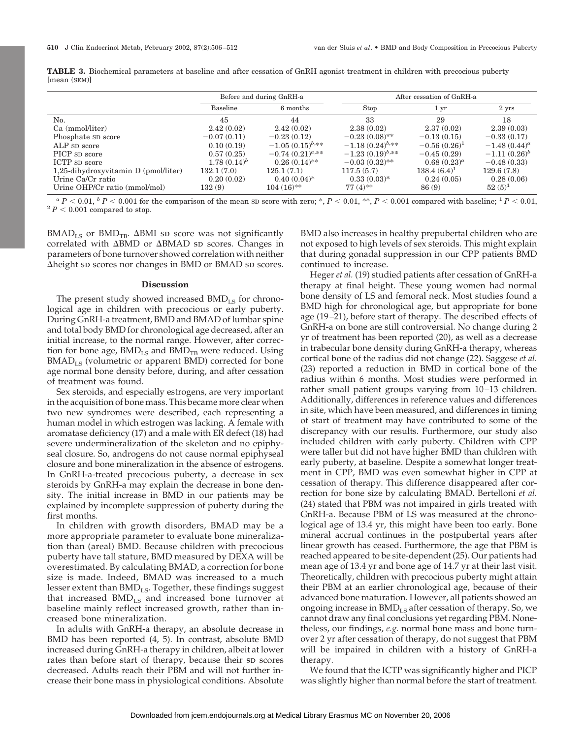**TABLE 3.** Biochemical parameters at baseline and after cessation of GnRH agonist treatment in children with precocious puberty [mean (SEM)]

| | Before and during GnRH-a | | After cessation of GnRH-a | | |
|---|---|---|---|---|---|
| | Baseline | 6 months | Stop | 1 yr | 2 yrs |
| No. | 45 | 44 | 33 | 29 | 18 |
| Ca (mmol/liter) | 2.42 (0.02) | 2.42 (0.02) | 2.38 (0.02) | 2.37 (0.02) | 2.39 (0.03) |
| Phosphate SD score | −0.07 (0.11) | −0.23 (0.12) | −0.23 (0.08)** | −0.13 (0.15) | −0.33 (0.17) |
| ALP SD score | 0.10 (0.19) | −1.05 (0.15)[b],** | −1.18 (0.24)[b],** | −0.56 (0.26)[1] | −1.48 (0.44)[a] |
| PICP SD score | 0.57 (0.25) | −0.74 (0.21)[a],** | −1.23 (0.19)[b],** | −0.45 (0.29) | −1.11 (0.26)[b] |
| ICTP SD score | 1.78 (0.14)[b] | 0.26 (0.14)** | −0.03 (0.32)** | 0.68 (0.23)[a] | −0.48 (0.33) |
| 1,25-dihydroxyvitamin D (pmol/liter) | 132.1 (7.0) | 125.1 (7.1) | 117.5 (5.7) | 138.4 (6.4)[1] | 129.6 (7.8) |
| Urine Ca/Cr ratio | 0.20 (0.02) | 0.40 (0.04)* | 0.33 (0.03)* | 0.24 (0.05) | 0.28 (0.06) |
| Urine OHP/Cr ratio (mmol/mol) | 132 (9) | 104 (16)** | 77 (4)** | 86 (9) | 52 (5)[1] |

[a] $P < 0.01$, [b] $P < 0.001$ for the comparison of the mean SD score with zero; *, $P < 0.01$, **, $P < 0.001$ compared with baseline; [1] $P < 0.01$, [2] $P < 0.001$ compared to stop.

$BMAD_{LS}$ or $BMD_{TB}$. ΔBMI SD score was not significantly correlated with ΔBMD or ΔBMAD SD scores. Changes in parameters of bone turnover showed correlation with neither Δheight SD scores nor changes in BMD or BMAD SD scores.

## Discussion

The present study showed increased $BMD_{LS}$ for chronological age in children with precocious or early puberty. During GnRH-a treatment, BMD and BMAD of lumbar spine and total body BMD for chronological age decreased, after an initial increase, to the normal range. However, after correction for bone age, $BMD_{LS}$ and $BMD_{TB}$ were reduced. Using $BMAD_{LS}$ (volumetric or apparent BMD) corrected for bone age normal bone density before, during, and after cessation of treatment was found.

Sex steroids, and especially estrogens, are very important in the acquisition of bone mass. This became more clear when two new syndromes were described, each representing a human model in which estrogen was lacking. A female with aromatase deficiency (17) and a male with ER defect (18) had severe undermineralization of the skeleton and no epiphyseal closure. So, androgens do not cause normal epiphyseal closure and bone mineralization in the absence of estrogens. In GnRH-a-treated precocious puberty, a decrease in sex steroids by GnRH-a may explain the decrease in bone density. The initial increase in BMD in our patients may be explained by incomplete suppression of puberty during the first months.

In children with growth disorders, BMAD may be a more appropriate parameter to evaluate bone mineralization than (areal) BMD. Because children with precocious puberty have tall stature, BMD measured by DEXA will be overestimated. By calculating BMAD, a correction for bone size is made. Indeed, BMAD was increased to a much lesser extent than $BMD_{LS}$. Together, these findings suggest that increased $BMD_{LS}$ and increased bone turnover at baseline mainly reflect increased growth, rather than increased bone mineralization.

In adults with GnRH-a therapy, an absolute decrease in BMD has been reported (4, 5). In contrast, absolute BMD increased during GnRH-a therapy in children, albeit at lower rates than before start of therapy, because their SD scores decreased. Adults reach their PBM and will not further increase their bone mass in physiological conditions. Absolute BMD also increases in healthy prepubertal children who are not exposed to high levels of sex steroids. This might explain that during gonadal suppression in our CPP patients BMD continued to increase.

Heger *et al.* (19) studied patients after cessation of GnRH-a therapy at final height. These young women had normal bone density of LS and femoral neck. Most studies found a BMD high for chronological age, but appropriate for bone age (19–21), before start of therapy. The described effects of GnRH-a on bone are still controversial. No change during 2 yr of treatment has been reported (20), as well as a decrease in trabecular bone density during GnRH-a therapy, whereas cortical bone of the radius did not change (22). Saggese *et al.* (23) reported a reduction in BMD in cortical bone of the radius within 6 months. Most studies were performed in rather small patient groups varying from 10–13 children. Additionally, differences in reference values and differences in site, which have been measured, and differences in timing of start of treatment may have contributed to some of the discrepancy with our results. Furthermore, our study also included children with early puberty. Children with CPP were taller but did not have higher BMD than children with early puberty, at baseline. Despite a somewhat longer treatment in CPP, BMD was even somewhat higher in CPP at cessation of therapy. This difference disappeared after correction for bone size by calculating BMAD. Bertelloni *et al.* (24) stated that PBM was not impaired in girls treated with GnRH-a. Because PBM of LS was measured at the chronological age of 13.4 yr, this might have been too early. Bone mineral accrual continues in the postpubertal years after linear growth has ceased. Furthermore, the age that PBM is reached appeared to be site-dependent (25). Our patients had mean age of 13.4 yr and bone age of 14.7 yr at their last visit. Theoretically, children with precocious puberty might attain their PBM at an earlier chronological age, because of their advanced bone maturation. However, all patients showed an ongoing increase in $BMD_{LS}$ after cessation of therapy. So, we cannot draw any final conclusions yet regarding PBM. Nonetheless, our findings, *e.g.* normal bone mass and bone turnover 2 yr after cessation of therapy, do not suggest that PBM will be impaired in children with a history of GnRH-a therapy.

We found that the ICTP was significantly higher and PICP was slightly higher than normal before the start of treatment.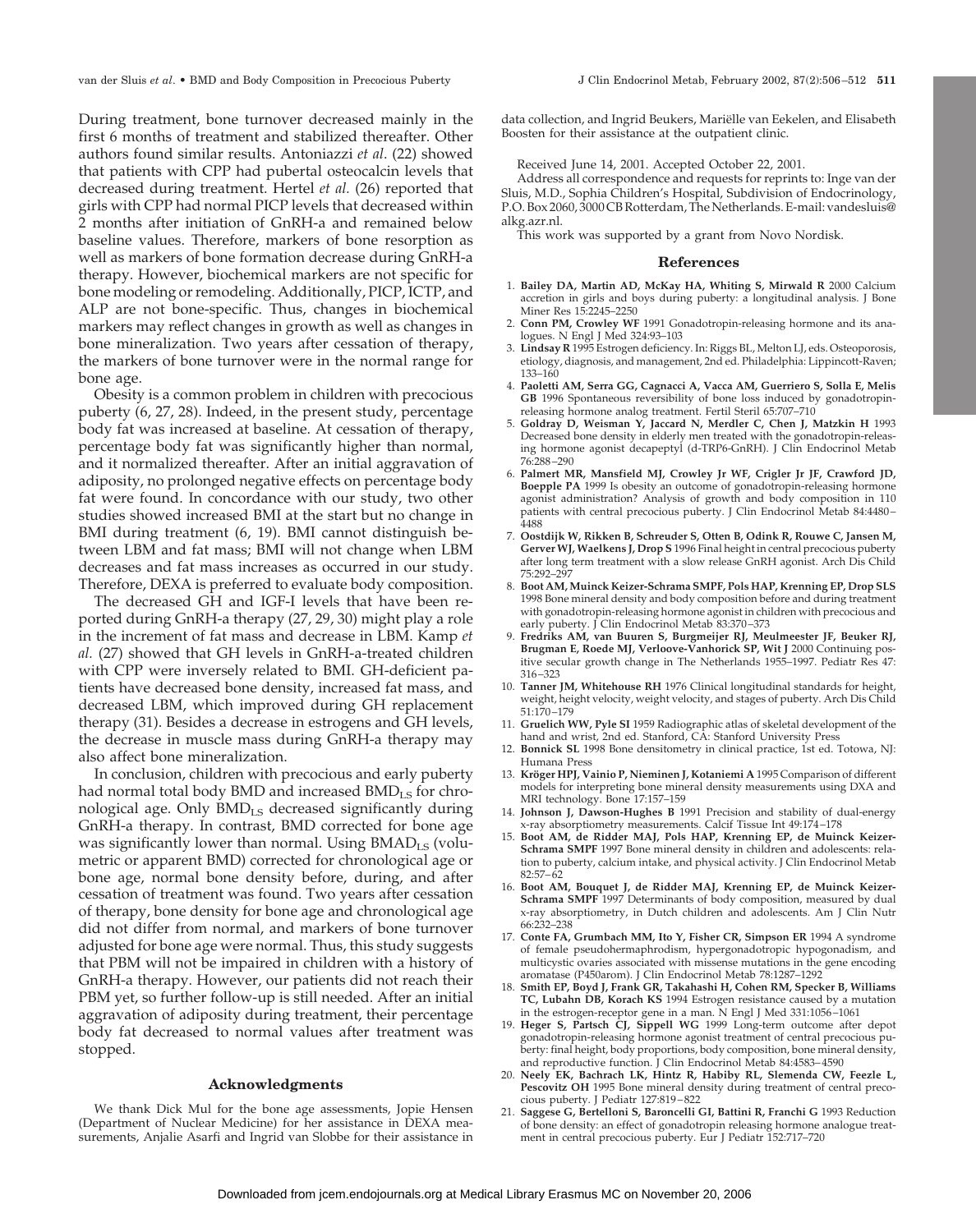During treatment, bone turnover decreased mainly in the first 6 months of treatment and stabilized thereafter. Other authors found similar results. Antoniazzi *et al*. (22) showed that patients with CPP had pubertal osteocalcin levels that decreased during treatment. Hertel *et al.* (26) reported that girls with CPP had normal PICP levels that decreased within 2 months after initiation of GnRH-a and remained below baseline values. Therefore, markers of bone resorption as well as markers of bone formation decrease during GnRH-a therapy. However, biochemical markers are not specific for bone modeling or remodeling. Additionally, PICP, ICTP, and ALP are not bone-specific. Thus, changes in biochemical markers may reflect changes in growth as well as changes in bone mineralization. Two years after cessation of therapy, the markers of bone turnover were in the normal range for bone age.

Obesity is a common problem in children with precocious puberty (6, 27, 28). Indeed, in the present study, percentage body fat was increased at baseline. At cessation of therapy, percentage body fat was significantly higher than normal, and it normalized thereafter. After an initial aggravation of adiposity, no prolonged negative effects on percentage body fat were found. In concordance with our study, two other studies showed increased BMI at the start but no change in BMI during treatment (6, 19). BMI cannot distinguish between LBM and fat mass; BMI will not change when LBM decreases and fat mass increases as occurred in our study. Therefore, DEXA is preferred to evaluate body composition.

The decreased GH and IGF-I levels that have been reported during GnRH-a therapy (27, 29, 30) might play a role in the increment of fat mass and decrease in LBM. Kamp *et al.* (27) showed that GH levels in GnRH-a-treated children with CPP were inversely related to BMI. GH-deficient patients have decreased bone density, increased fat mass, and decreased LBM, which improved during GH replacement therapy (31). Besides a decrease in estrogens and GH levels, the decrease in muscle mass during GnRH-a therapy may also affect bone mineralization.

In conclusion, children with precocious and early puberty had normal total body BMD and increased $BMD_{LS}$ for chronological age. Only $BMD_{LS}$ decreased significantly during GnRH-a therapy. In contrast, BMD corrected for bone age was significantly lower than normal. Using $BMAD_{LS}$ (volumetric or apparent BMD) corrected for chronological age or bone age, normal bone density before, during, and after cessation of treatment was found. Two years after cessation of therapy, bone density for bone age and chronological age did not differ from normal, and markers of bone turnover adjusted for bone age were normal. Thus, this study suggests that PBM will not be impaired in children with a history of GnRH-a therapy. However, our patients did not reach their PBM yet, so further follow-up is still needed. After an initial aggravation of adiposity during treatment, their percentage body fat decreased to normal values after treatment was stopped.

## Acknowledgments

We thank Dick Mul for the bone age assessments, Jopie Hensen (Department of Nuclear Medicine) for her assistance in DEXA measurements, Anjalie Asarfi and Ingrid van Slobbe for their assistance in data collection, and Ingrid Beukers, Mariëlle van Eekelen, and Elisabeth Boosten for their assistance at the outpatient clinic.

Received June 14, 2001. Accepted October 22, 2001.

Address all correspondence and requests for reprints to: Inge van der Sluis, M.D., Sophia Children's Hospital, Subdivision of Endocrinology, P.O. Box 2060, 3000 CB Rotterdam, The Netherlands. E-mail: vandesluis@alkg.azr.nl.

This work was supported by a grant from Novo Nordisk.

## References

1. **Bailey DA, Martin AD, McKay HA, Whiting S, Mirwald R** 2000 Calcium accretion in girls and boys during puberty: a longitudinal analysis. J Bone Miner Res 15:2245–2250
2. **Conn PM, Crowley WF** 1991 Gonadotropin-releasing hormone and its analogues. N Engl J Med 324:93–103
3. **Lindsay R** 1995 Estrogen deficiency. In: Riggs BL, Melton LJ, eds. Osteoporosis, etiology, diagnosis, and management, 2nd ed. Philadelphia: Lippincott-Raven; 133–160
4. **Paoletti AM, Serra GG, Cagnacci A, Vacca AM, Guerriero S, Solla E, Melis GB** 1996 Spontaneous reversibility of bone loss induced by gonadotropin-releasing hormone analog treatment. Fertil Steril 65:707–710
5. **Goldray D, Weisman Y, Jaccard N, Merdler C, Chen J, Matzkin H** 1993 Decreased bone density in elderly men treated with the gonadotropin-releasing hormone agonist decapeptyl (d-TRP6-GnRH). J Clin Endocrinol Metab 76:288–290
6. **Palmert MR, Mansfield MJ, Crowley Jr WF, Crigler Jr JF, Crawford JD, Boepple PA** 1999 Is obesity an outcome of gonadotropin-releasing hormone agonist administration? Analysis of growth and body composition in 110 patients with central precocious puberty. J Clin Endocrinol Metab 84:4480–4488
7. **Oostdijk W, Rikken B, Schreuder S, Otten B, Odink R, Rouwe C, Jansen M, Gerver WJ, Waelkens J, Drop S** 1996 Final height in central precocious puberty after long term treatment with a slow release GnRH agonist. Arch Dis Child 75:292–297
8. **Boot AM, Muinck Keizer-Schrama SMPF, Pols HAP, Krenning EP, Drop SLS** 1998 Bone mineral density and body composition before and during treatment with gonadotropin-releasing hormone agonist in children with precocious and early puberty. J Clin Endocrinol Metab 83:370–373
9. **Fredriks AM, van Buuren S, Burgmeijer RJ, Meulmeester JF, Beuker RJ, Brugman E, Roede MJ, Verloove-Vanhorick SP, Wit J** 2000 Continuing positive secular growth change in The Netherlands 1955–1997. Pediatr Res 47: 316–323
10. **Tanner JM, Whitehouse RH** 1976 Clinical longitudinal standards for height, weight, height velocity, weight velocity, and stages of puberty. Arch Dis Child 51:170–179
11. **Gruelich WW, Pyle SI** 1959 Radiographic atlas of skeletal development of the hand and wrist, 2nd ed. Stanford, CA: Stanford University Press
12. **Bonnick SL** 1998 Bone densitometry in clinical practice, 1st ed. Totowa, NJ: Humana Press
13. **Kröger HPJ, Vainio P, Nieminen J, Kotaniemi A** 1995 Comparison of different models for interpreting bone mineral density measurements using DXA and MRI technology. Bone 17:157–159
14. **Johnson J, Dawson-Hughes B** 1991 Precision and stability of dual-energy x-ray absorptiometry measurements. Calcif Tissue Int 49:174–178
15. **Boot AM, de Ridder MAJ, Pols HAP, Krenning EP, de Muinck Keizer-Schrama SMPF** 1997 Bone mineral density in children and adolescents: relation to puberty, calcium intake, and physical activity. J Clin Endocrinol Metab 82:57–62
16. **Boot AM, Bouquet J, de Ridder MAJ, Krenning EP, de Muinck Keizer-Schrama SMPF** 1997 Determinants of body composition, measured by dual x-ray absorptiometry, in Dutch children and adolescents. Am J Clin Nutr 66:232–238
17. **Conte FA, Grumbach MM, Ito Y, Fisher CR, Simpson ER** 1994 A syndrome of female pseudohermaphrodism, hypergonadotropic hypogonadism, and multicystic ovaries associated with missense mutations in the gene encoding aromatase (P450arom). J Clin Endocrinol Metab 78:1287–1292
18. **Smith EP, Boyd J, Frank GR, Takahashi H, Cohen RM, Specker B, Williams TC, Lubahn DB, Korach KS** 1994 Estrogen resistance caused by a mutation in the estrogen-receptor gene in a man. N Engl J Med 331:1056–1061
19. **Heger S, Partsch CJ, Sippell WG** 1999 Long-term outcome after depot gonadotropin-releasing hormone agonist treatment of central precocious puberty: final height, body proportions, body composition, bone mineral density, and reproductive function. J Clin Endocrinol Metab 84:4583–4590
20. **Neely EK, Bachrach LK, Hintz R, Habiby RL, Slemenda CW, Feezle L, Pescovitz OH** 1995 Bone mineral density during treatment of central precocious puberty. J Pediatr 127:819–822
21. **Saggese G, Bertelloni S, Baroncelli GI, Battini R, Franchi G** 1993 Reduction of bone density: an effect of gonadotropin releasing hormone analogue treatment in central precocious puberty. Eur J Pediatr 152:717–720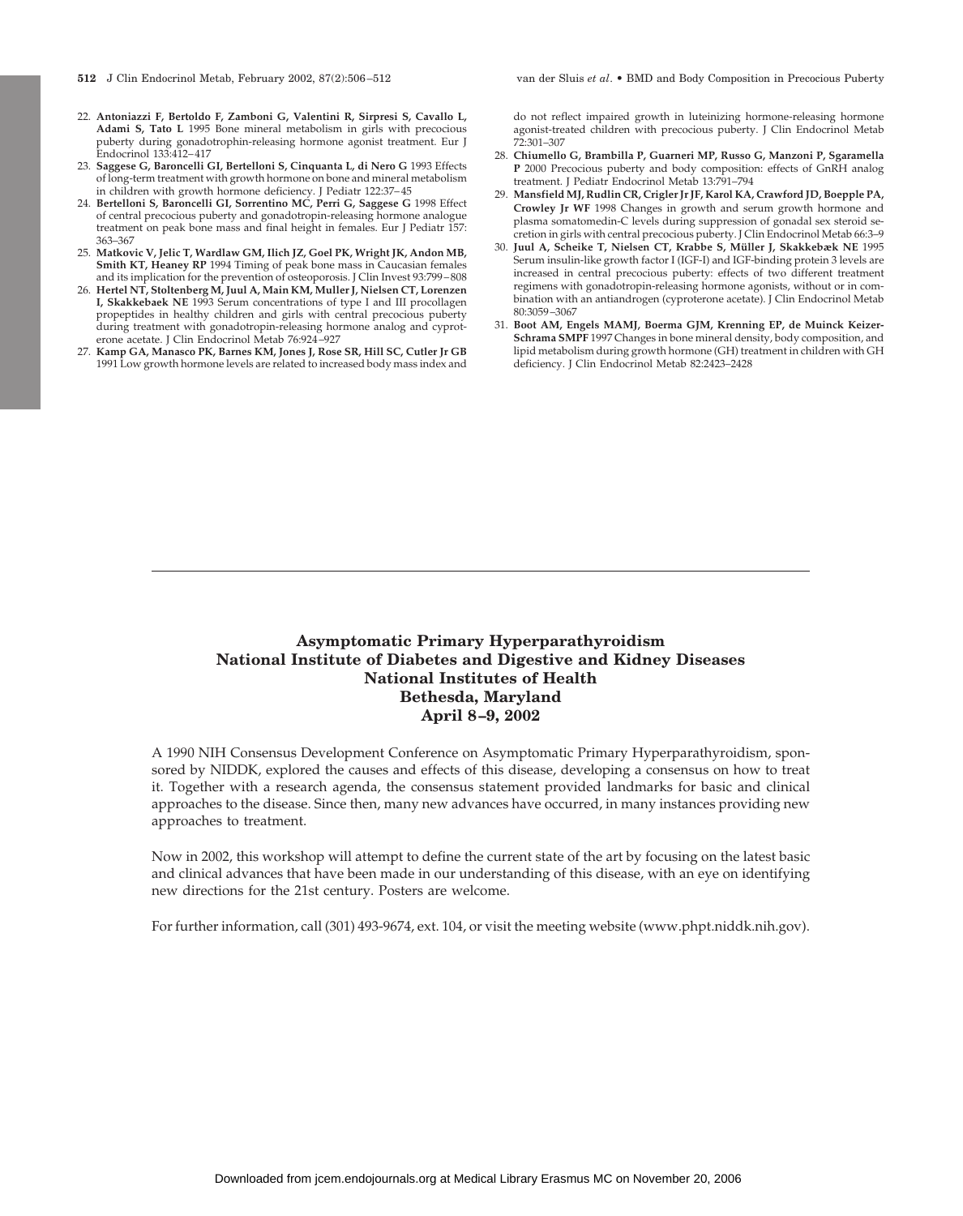22. **Antoniazzi F, Bertoldo F, Zamboni G, Valentini R, Sirpresi S, Cavallo L, Adami S, Tato L** 1995 Bone mineral metabolism in girls with precocious puberty during gonadotrophin-releasing hormone agonist treatment. Eur J Endocrinol 133:412–417
23. **Saggese G, Baroncelli GI, Bertelloni S, Cinquanta L, di Nero G** 1993 Effects of long-term treatment with growth hormone on bone and mineral metabolism in children with growth hormone deficiency. J Pediatr 122:37–45
24. **Bertelloni S, Baroncelli GI, Sorrentino MC, Perri G, Saggese G** 1998 Effect of central precocious puberty and gonadotropin-releasing hormone analogue treatment on peak bone mass and final height in females. Eur J Pediatr 157: 363–367
25. **Matkovic V, Jelic T, Wardlaw GM, Ilich JZ, Goel PK, Wright JK, Andon MB, Smith KT, Heaney RP** 1994 Timing of peak bone mass in Caucasian females and its implication for the prevention of osteoporosis. J Clin Invest 93:799–808
26. **Hertel NT, Stoltenberg M, Juul A, Main KM, Muller J, Nielsen CT, Lorenzen I, Skakkebaek NE** 1993 Serum concentrations of type I and III procollagen propeptides in healthy children and girls with central precocious puberty during treatment with gonadotropin-releasing hormone analog and cyproterone acetate. J Clin Endocrinol Metab 76:924–927
27. **Kamp GA, Manasco PK, Barnes KM, Jones J, Rose SR, Hill SC, Cutler Jr GB** 1991 Low growth hormone levels are related to increased body mass index and do not reflect impaired growth in luteinizing hormone-releasing hormone agonist-treated children with precocious puberty. J Clin Endocrinol Metab 72:301–307
28. **Chiumello G, Brambilla P, Guarneri MP, Russo G, Manzoni P, Sgaramella P** 2000 Precocious puberty and body composition: effects of GnRH analog treatment. J Pediatr Endocrinol Metab 13:791–794
29. **Mansfield MJ, Rudlin CR, Crigler Jr JF, Karol KA, Crawford JD, Boepple PA, Crowley Jr WF** 1998 Changes in growth and serum growth hormone and plasma somatomedin-C levels during suppression of gonadal sex steroid secretion in girls with central precocious puberty. J Clin Endocrinol Metab 66:3–9
30. **Juul A, Scheike T, Nielsen CT, Krabbe S, Müller J, Skakkebæk NE** 1995 Serum insulin-like growth factor I (IGF-I) and IGF-binding protein 3 levels are increased in central precocious puberty: effects of two different treatment regimens with gonadotropin-releasing hormone agonists, without or in combination with an antiandrogen (cyproterone acetate). J Clin Endocrinol Metab 80:3059–3067
31. **Boot AM, Engels MAMJ, Boerma GJM, Krenning EP, de Muinck Keizer-Schrama SMPF** 1997 Changes in bone mineral density, body composition, and lipid metabolism during growth hormone (GH) treatment in children with GH deficiency. J Clin Endocrinol Metab 82:2423–2428

---

## Asymptomatic Primary Hyperparathyroidism
## National Institute of Diabetes and Digestive and Kidney Diseases
## National Institutes of Health
## Bethesda, Maryland
## April 8–9, 2002

A 1990 NIH Consensus Development Conference on Asymptomatic Primary Hyperparathyroidism, sponsored by NIDDK, explored the causes and effects of this disease, developing a consensus on how to treat it. Together with a research agenda, the consensus statement provided landmarks for basic and clinical approaches to the disease. Since then, many new advances have occurred, in many instances providing new approaches to treatment.

Now in 2002, this workshop will attempt to define the current state of the art by focusing on the latest basic and clinical advances that have been made in our understanding of this disease, with an eye on identifying new directions for the 21st century. Posters are welcome.

For further information, call (301) 493-9674, ext. 104, or visit the meeting website (www.phpt.niddk.nih.gov).